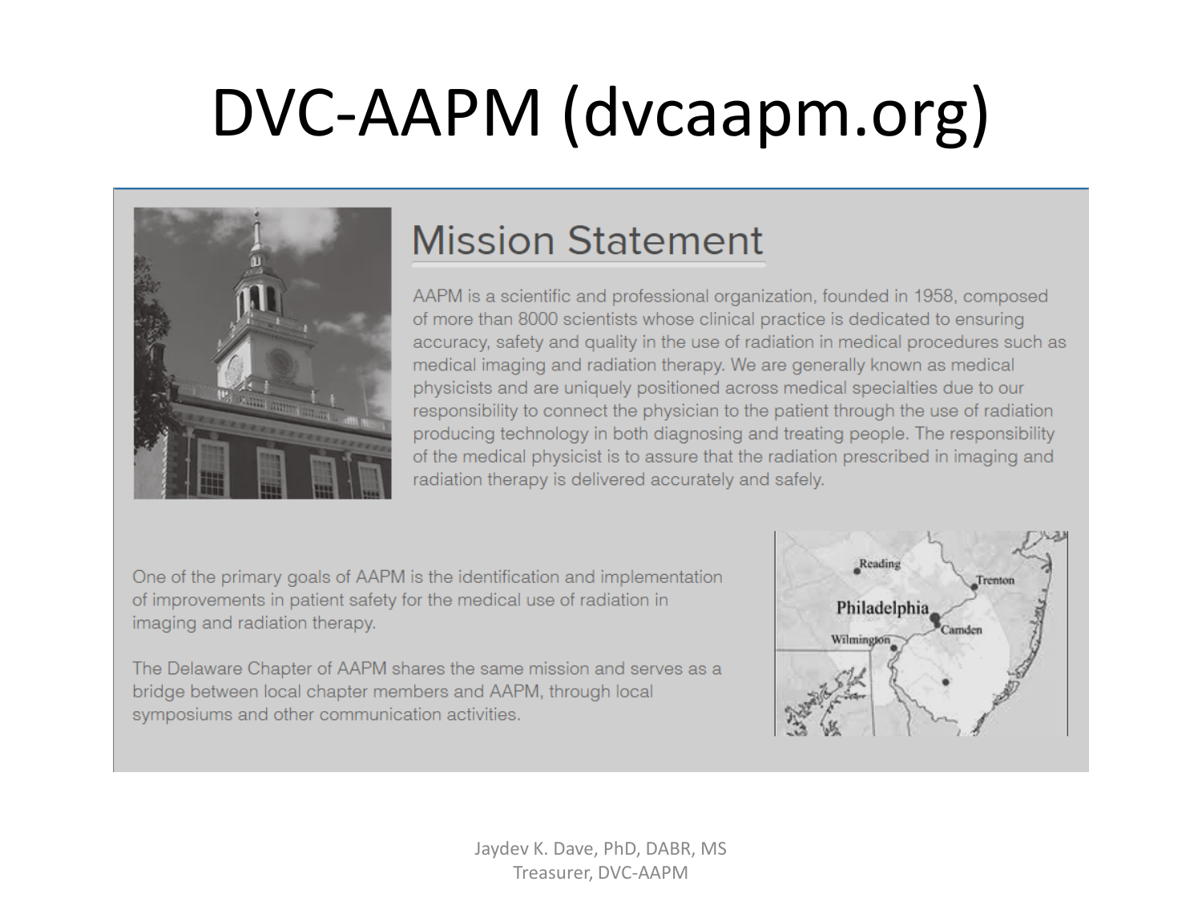# DVC-AAPM (dvcaapm.org)

## Mission Statement

AAPM is a scientific and professional organization, founded in 1958, composed of more than 8000 scientists whose clinical practice is dedicated to ensuring accuracy, safety and quality in the use of radiation in medical procedures such as medical imaging and radiation therapy. We are generally known as medical physicists and are uniquely positioned across medical specialties due to our responsibility to connect the physician to the patient through the use of radiation producing technology in both diagnosing and treating people. The responsibility of the medical physicist is to assure that the radiation prescribed in imaging and radiation therapy is delivered accurately and safely.

One of the primary goals of AAPM is the identification and implementation of improvements in patient safety for the medical use of radiation in imaging and radiation therapy.

The Delaware Chapter of AAPM shares the same mission and serves as a bridge between local chapter members and AAPM, through local symposiums and other communication activities.

Jaydev K. Dave, PhD, DABR, MS
Treasurer, DVC-AAPM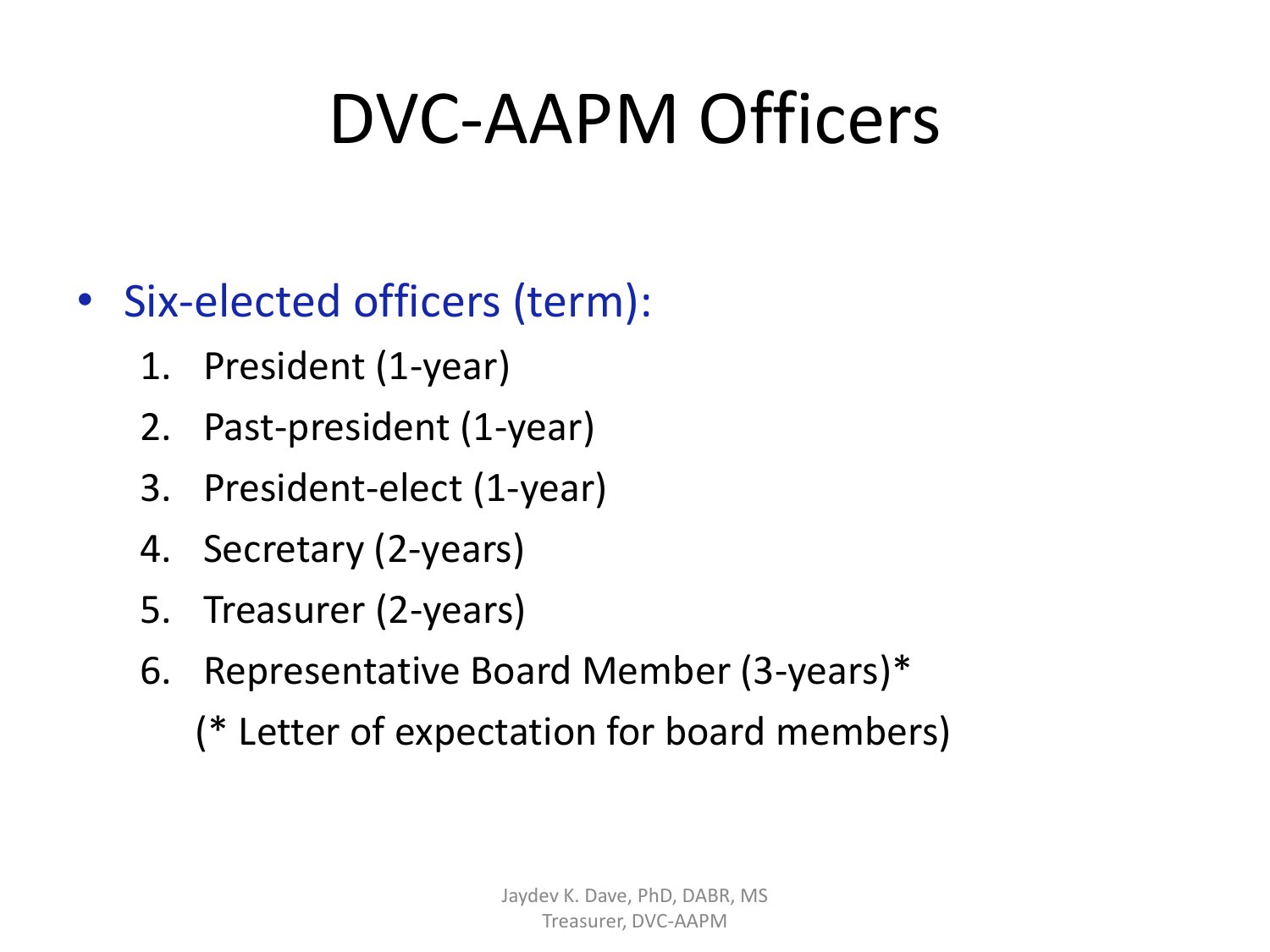# DVC-AAPM Officers

- Six-elected officers (term):
  1. President (1-year)
  2. Past-president (1-year)
  3. President-elect (1-year)
  4. Secretary (2-years)
  5. Treasurer (2-years)
  6. Representative Board Member (3-years)*

  (* Letter of expectation for board members)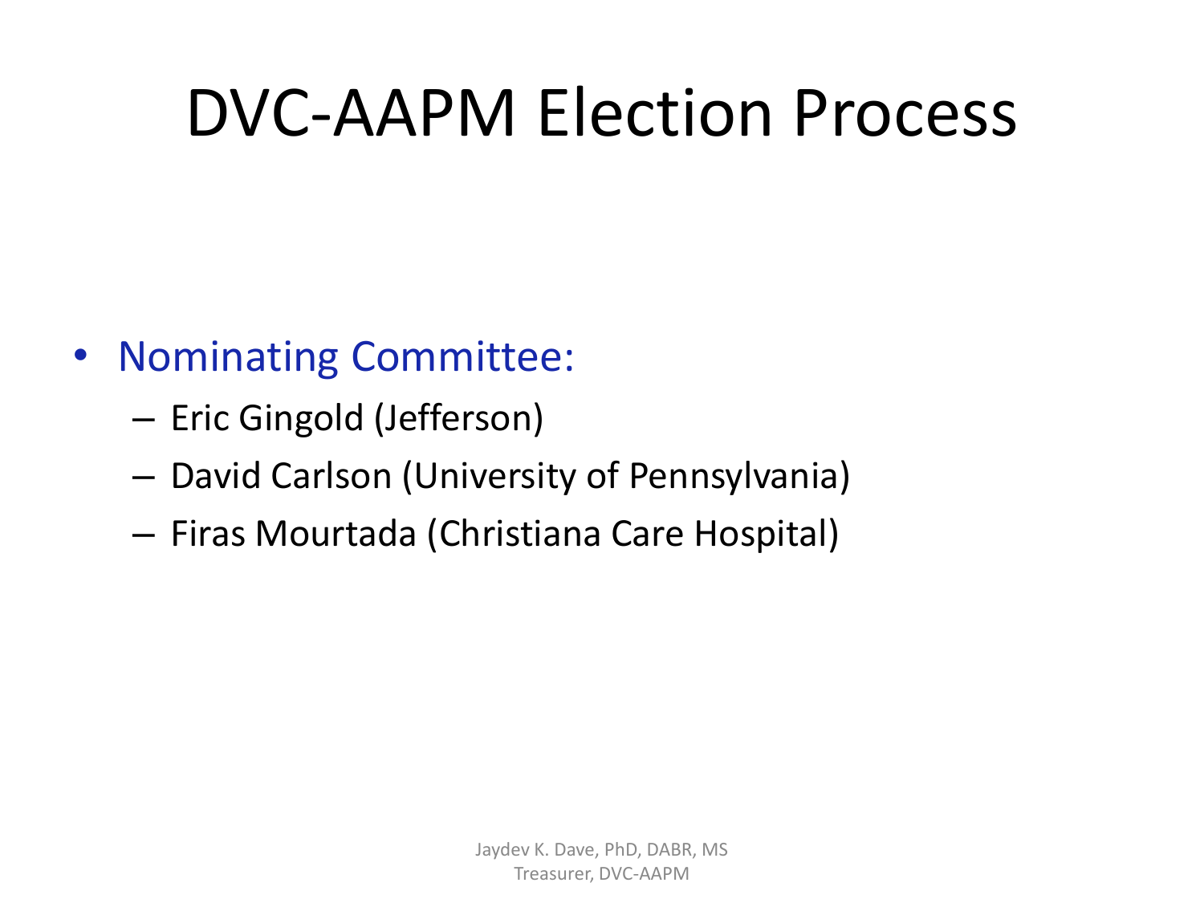# DVC-AAPM Election Process

- Nominating Committee:
  - Eric Gingold (Jefferson)
  - David Carlson (University of Pennsylvania)
  - Firas Mourtada (Christiana Care Hospital)

Jaydev K. Dave, PhD, DABR, MS
Treasurer, DVC-AAPM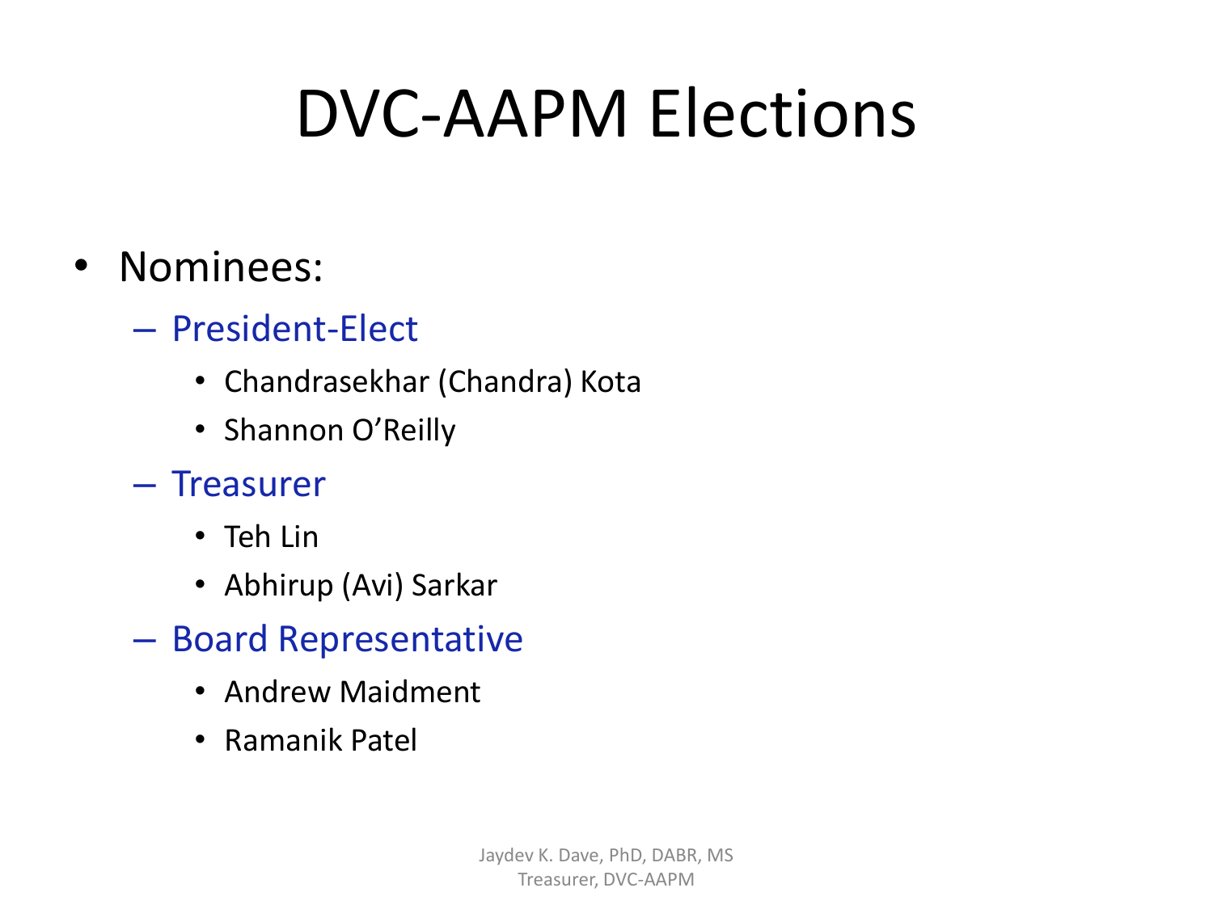# DVC-AAPM Elections

- Nominees:
  - President-Elect
    - Chandrasekhar (Chandra) Kota
    - Shannon O'Reilly
  - Treasurer
    - Teh Lin
    - Abhirup (Avi) Sarkar
  - Board Representative
    - Andrew Maidment
    - Ramanik Patel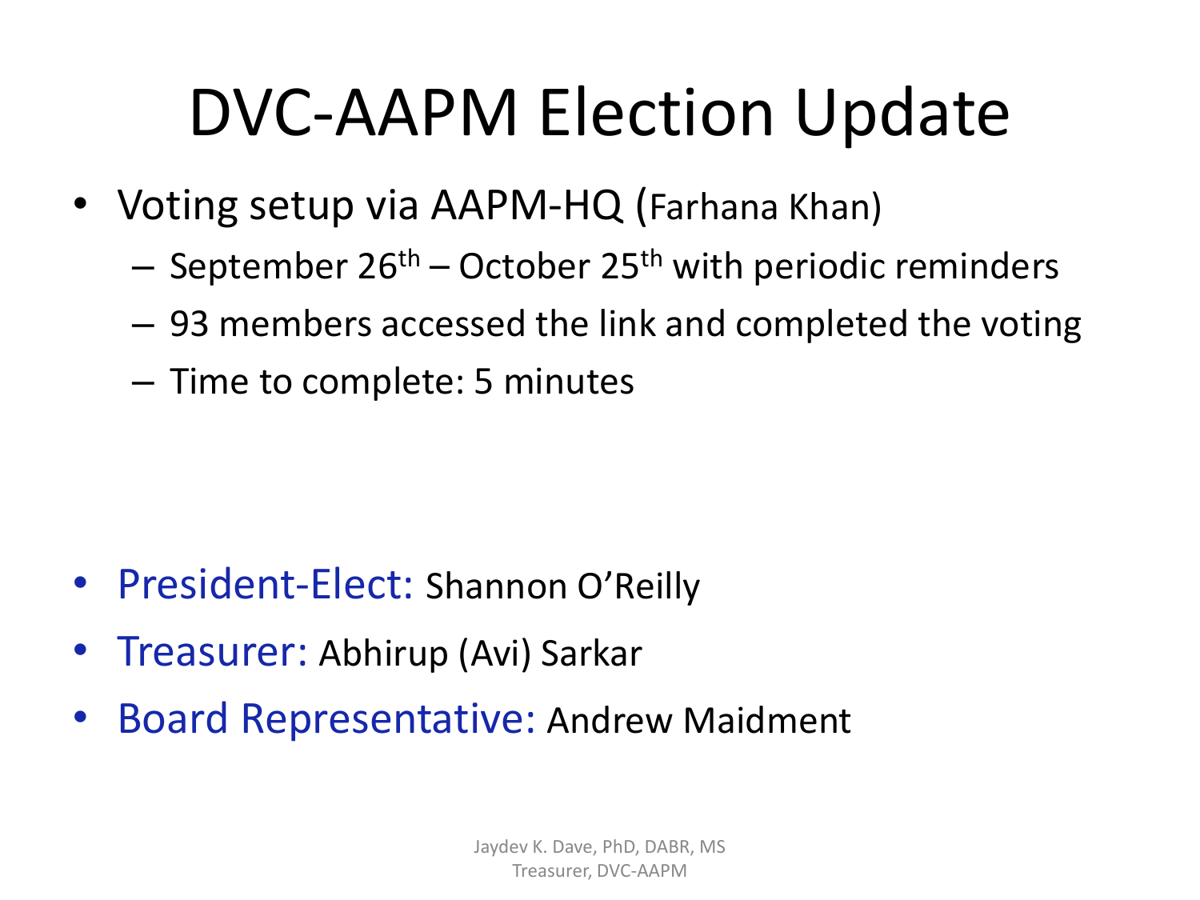# DVC-AAPM Election Update

- Voting setup via AAPM-HQ (Farhana Khan)
  - September 26th – October 25th with periodic reminders
  - 93 members accessed the link and completed the voting
  - Time to complete: 5 minutes

- President-Elect: Shannon O'Reilly
- Treasurer: Abhirup (Avi) Sarkar
- Board Representative: Andrew Maidment

Jaydev K. Dave, PhD, DABR, MS
Treasurer, DVC-AAPM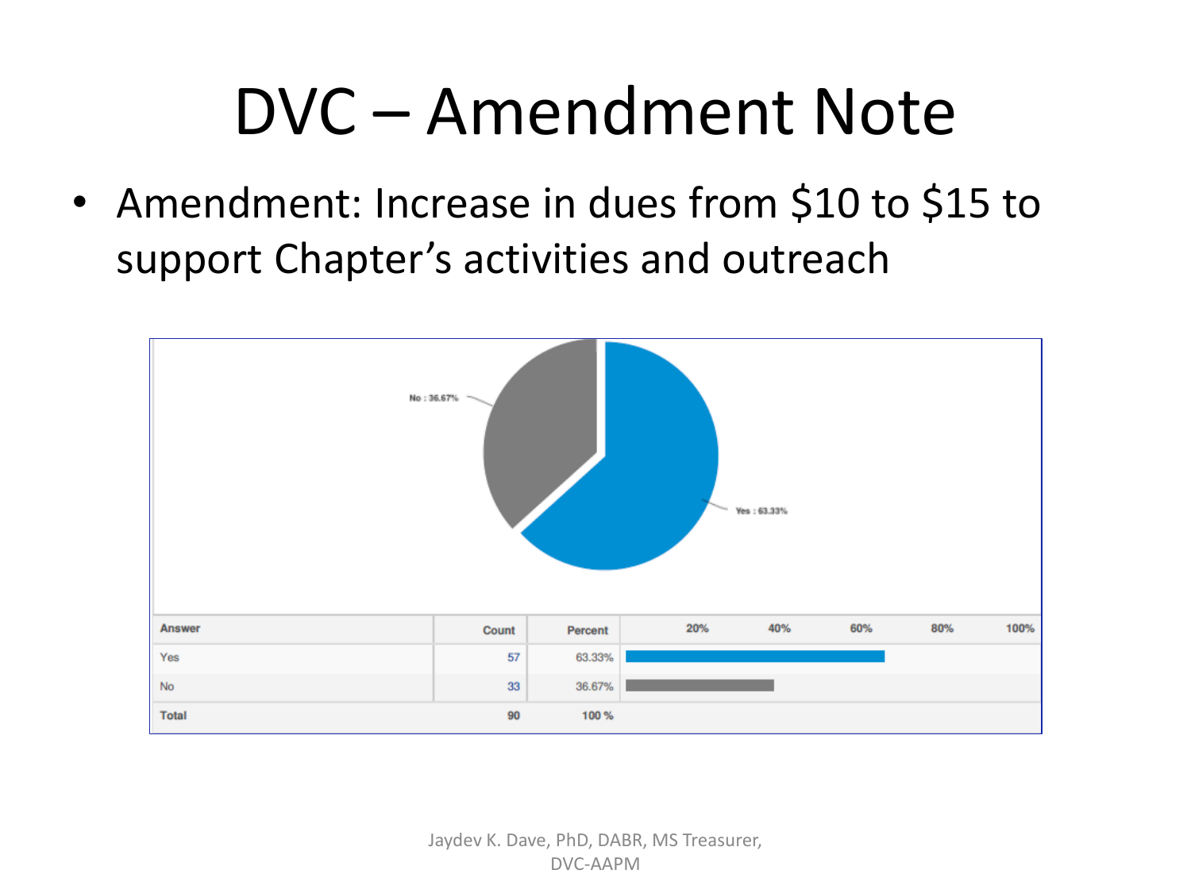# DVC – Amendment Note

- Amendment: Increase in dues from $10 to $15 to support Chapter's activities and outreach

No : 36.67%

Yes : 63.33%

| Answer | Count | Percent |
|---|---|---|
| Yes | 57 | 63.33% |
| No | 33 | 36.67% |
| Total | 90 | 100 % |

Jaydev K. Dave, PhD, DABR, MS Treasurer, DVC-AAPM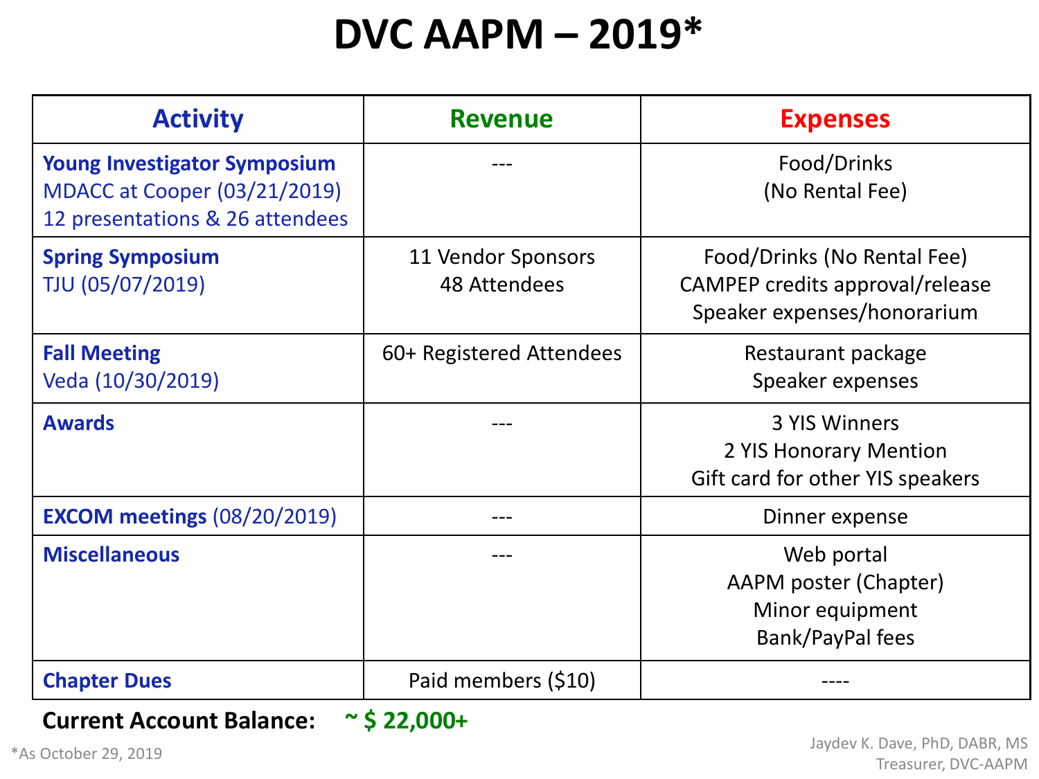# DVC AAPM – 2019*

| Activity | Revenue | Expenses |
|---|---|---|
| **Young Investigator Symposium**<br>MDACC at Cooper (03/21/2019)<br>12 presentations & 26 attendees | --- | Food/Drinks<br>(No Rental Fee) |
| **Spring Symposium**<br>TJU (05/07/2019) | 11 Vendor Sponsors<br>48 Attendees | Food/Drinks (No Rental Fee)<br>CAMPEP credits approval/release<br>Speaker expenses/honorarium |
| **Fall Meeting**<br>Veda (10/30/2019) | 60+ Registered Attendees | Restaurant package<br>Speaker expenses |
| **Awards** | --- | 3 YIS Winners<br>2 YIS Honorary Mention<br>Gift card for other YIS speakers |
| **EXCOM meetings** (08/20/2019) | --- | Dinner expense |
| **Miscellaneous** | --- | Web portal<br>AAPM poster (Chapter)<br>Minor equipment<br>Bank/PayPal fees |
| **Chapter Dues** | Paid members ($10) | ---- |

**Current Account Balance:** **~ $ 22,000+**

*As October 29, 2019

Jaydev K. Dave, PhD, DABR, MS
Treasurer, DVC-AAPM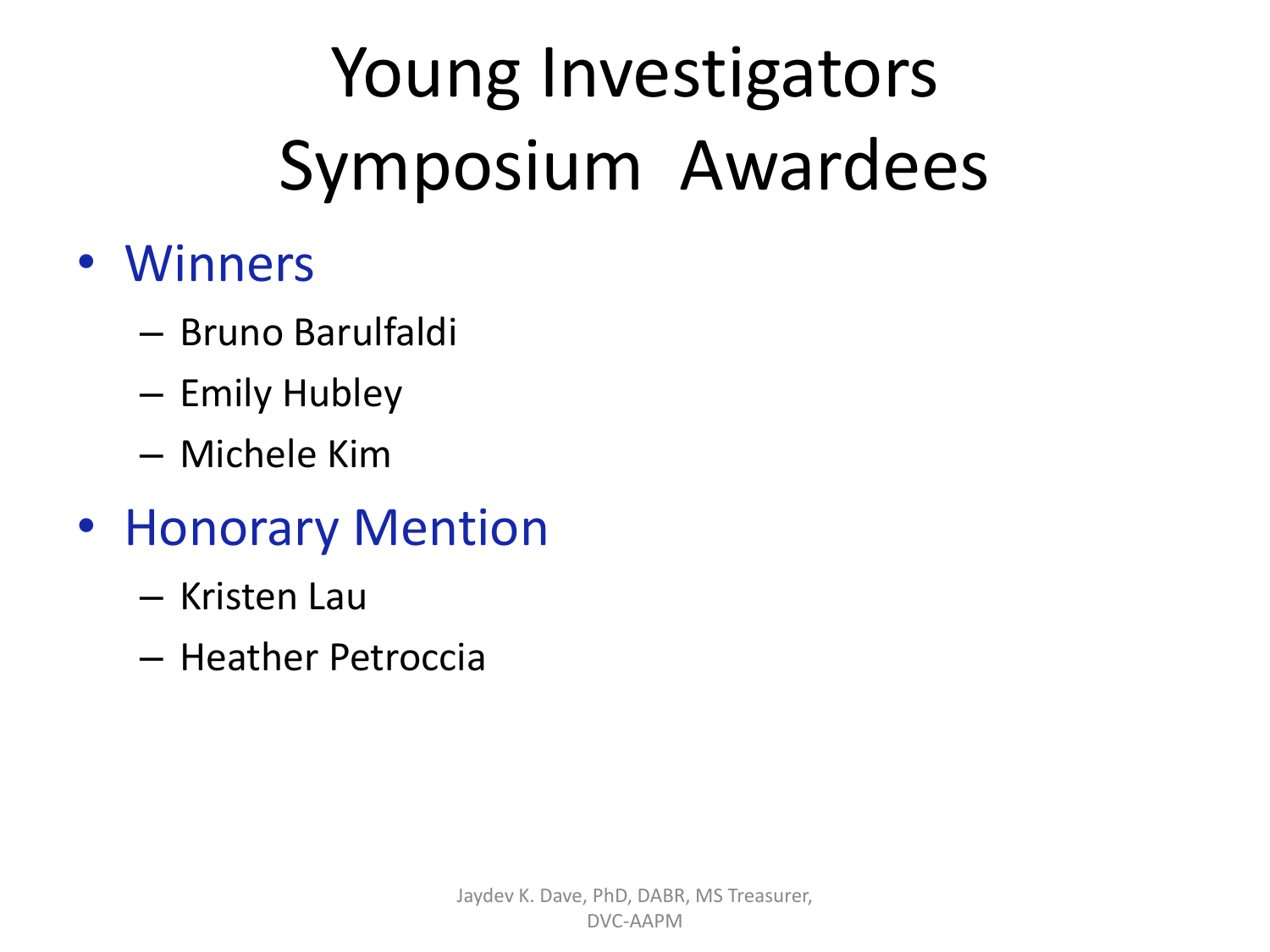# Young Investigators Symposium Awardees

- Winners
  - Bruno Barulfaldi
  - Emily Hubley
  - Michele Kim
- Honorary Mention
  - Kristen Lau
  - Heather Petroccia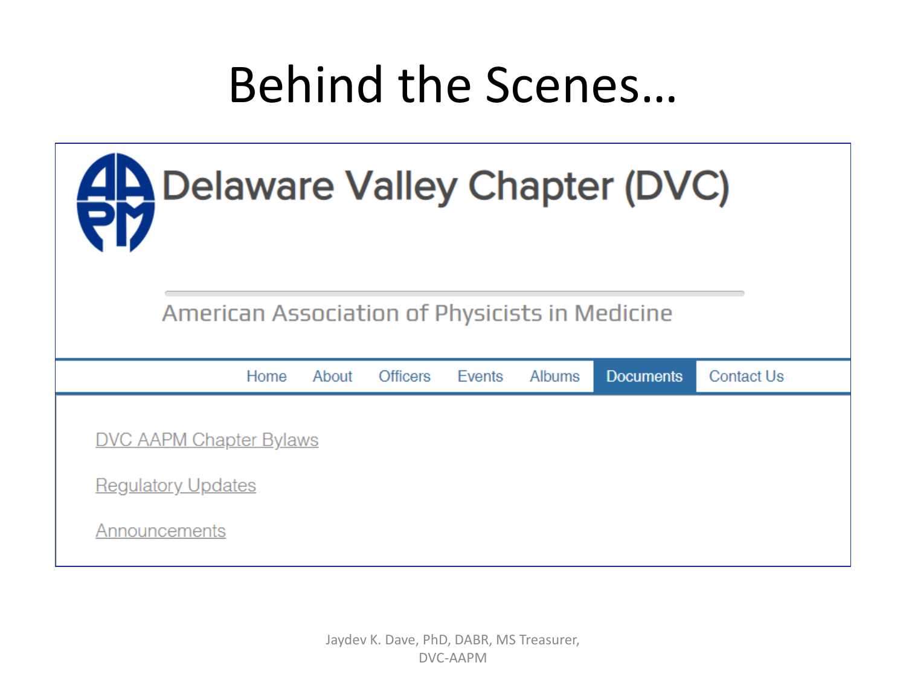# Behind the Scenes…

Delaware Valley Chapter (DVC)

American Association of Physicists in Medicine

Home | About | Officers | Events | Albums | Documents | Contact Us

DVC AAPM Chapter Bylaws

Regulatory Updates

Announcements

Jaydev K. Dave, PhD, DABR, MS Treasurer, DVC-AAPM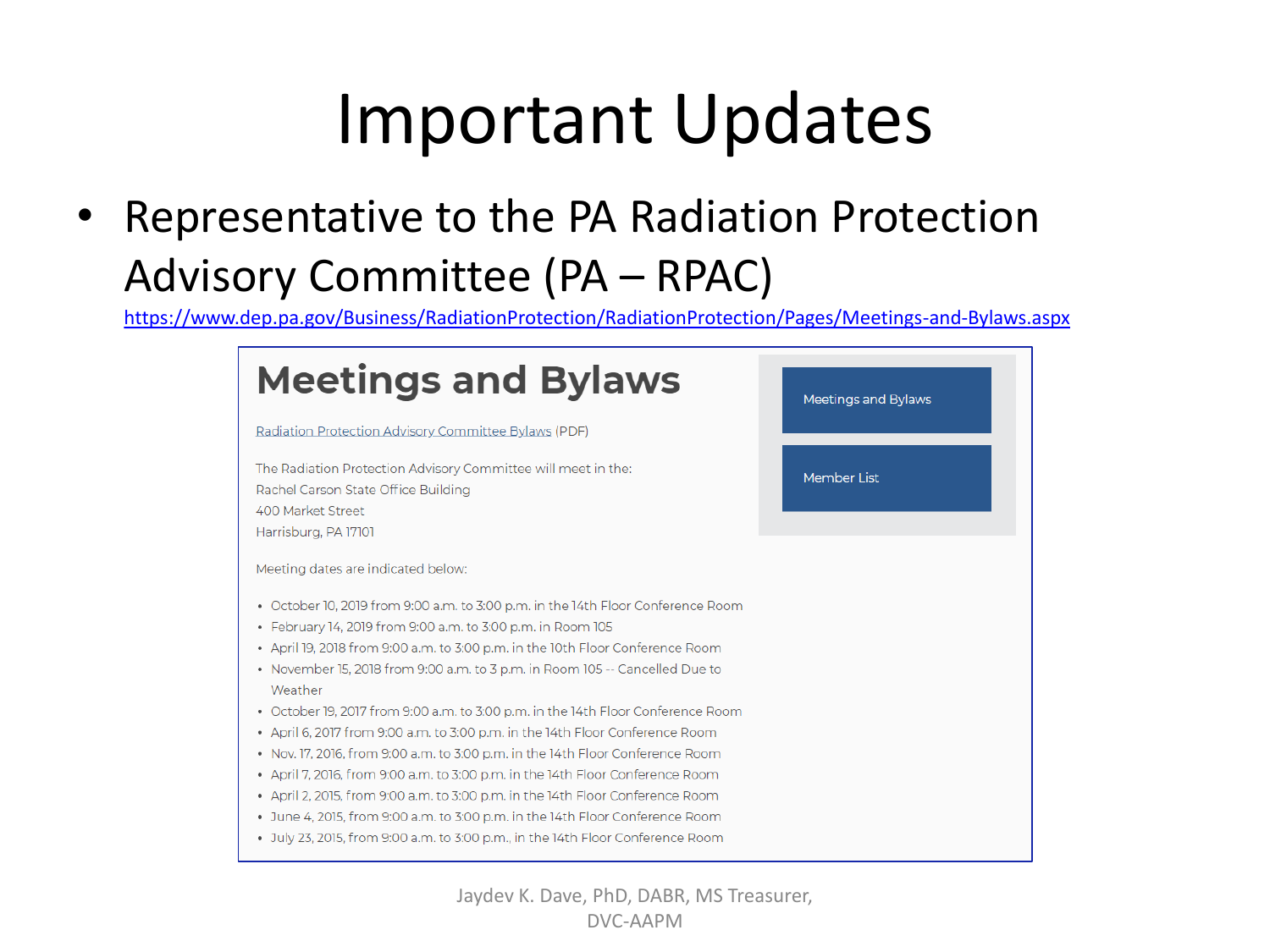# Important Updates

- Representative to the PA Radiation Protection Advisory Committee (PA – RPAC)
  https://www.dep.pa.gov/Business/RadiationProtection/RadiationProtection/Pages/Meetings-and-Bylaws.aspx

## Meetings and Bylaws

Radiation Protection Advisory Committee Bylaws (PDF)

The Radiation Protection Advisory Committee will meet in the:
Rachel Carson State Office Building
400 Market Street
Harrisburg, PA 17101

Meeting dates are indicated below:

- October 10, 2019 from 9:00 a.m. to 3:00 p.m. in the 14th Floor Conference Room
- February 14, 2019 from 9:00 a.m. to 3:00 p.m. in Room 105
- April 19, 2018 from 9:00 a.m. to 3:00 p.m. in the 10th Floor Conference Room
- November 15, 2018 from 9:00 a.m. to 3 p.m. in Room 105 -- Cancelled Due to Weather
- October 19, 2017 from 9:00 a.m. to 3:00 p.m. in the 14th Floor Conference Room
- April 6, 2017 from 9:00 a.m. to 3:00 p.m. in the 14th Floor Conference Room
- Nov. 17, 2016, from 9:00 a.m. to 3:00 p.m. in the 14th Floor Conference Room
- April 7, 2016, from 9:00 a.m. to 3:00 p.m. in the 14th Floor Conference Room
- April 2, 2015, from 9:00 a.m. to 3:00 p.m. in the 14th Floor Conference Room
- June 4, 2015, from 9:00 a.m. to 3:00 p.m. in the 14th Floor Conference Room
- July 23, 2015, from 9:00 a.m. to 3:00 p.m., in the 14th Floor Conference Room

Meetings and Bylaws

Member List

Jaydev K. Dave, PhD, DABR, MS Treasurer, DVC-AAPM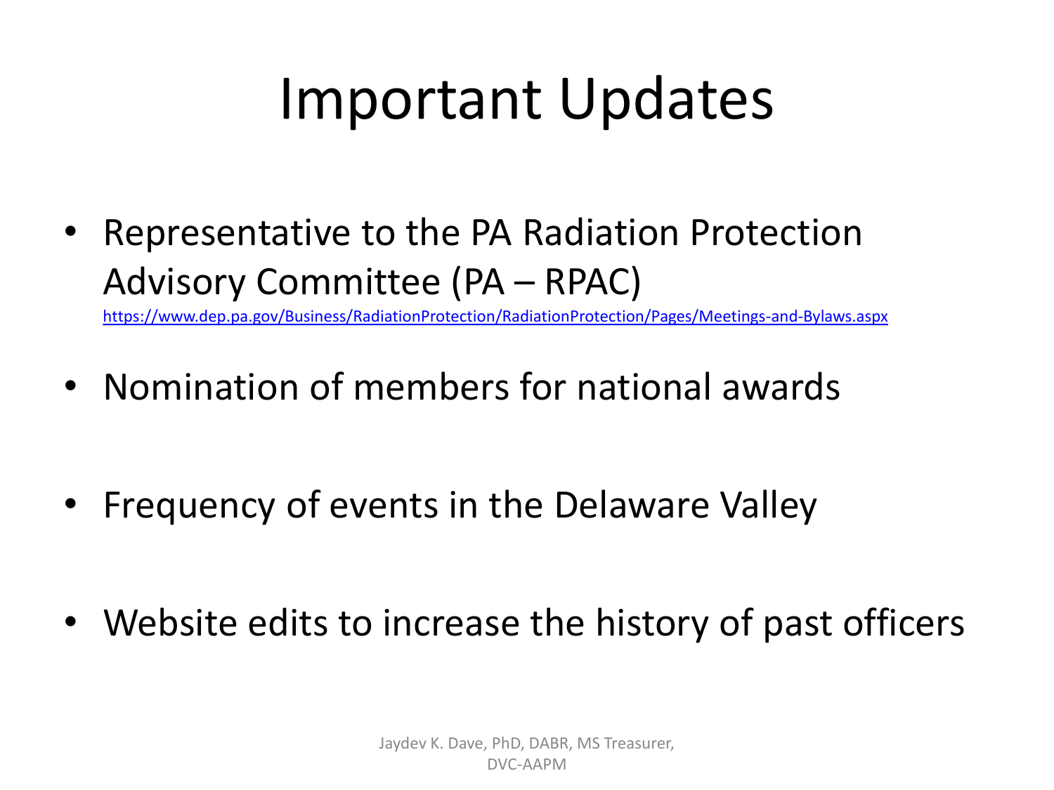# Important Updates

- Representative to the PA Radiation Protection Advisory Committee (PA – RPAC)
  https://www.dep.pa.gov/Business/RadiationProtection/RadiationProtection/Pages/Meetings-and-Bylaws.aspx
- Nomination of members for national awards
- Frequency of events in the Delaware Valley
- Website edits to increase the history of past officers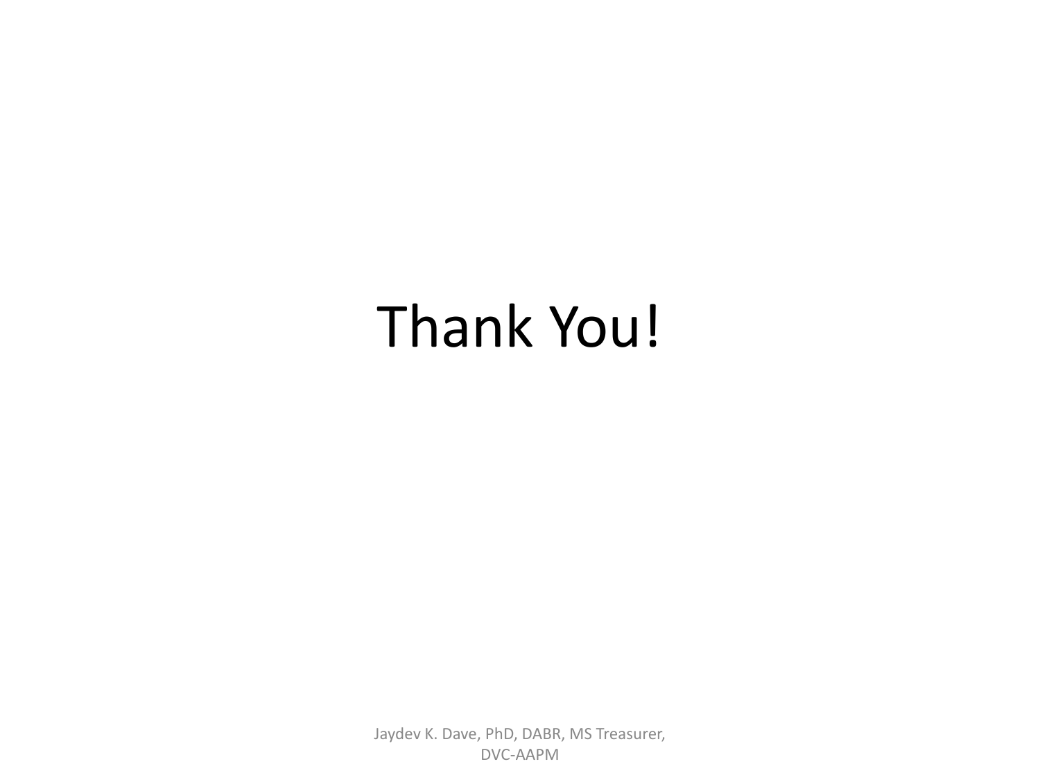# Thank You!